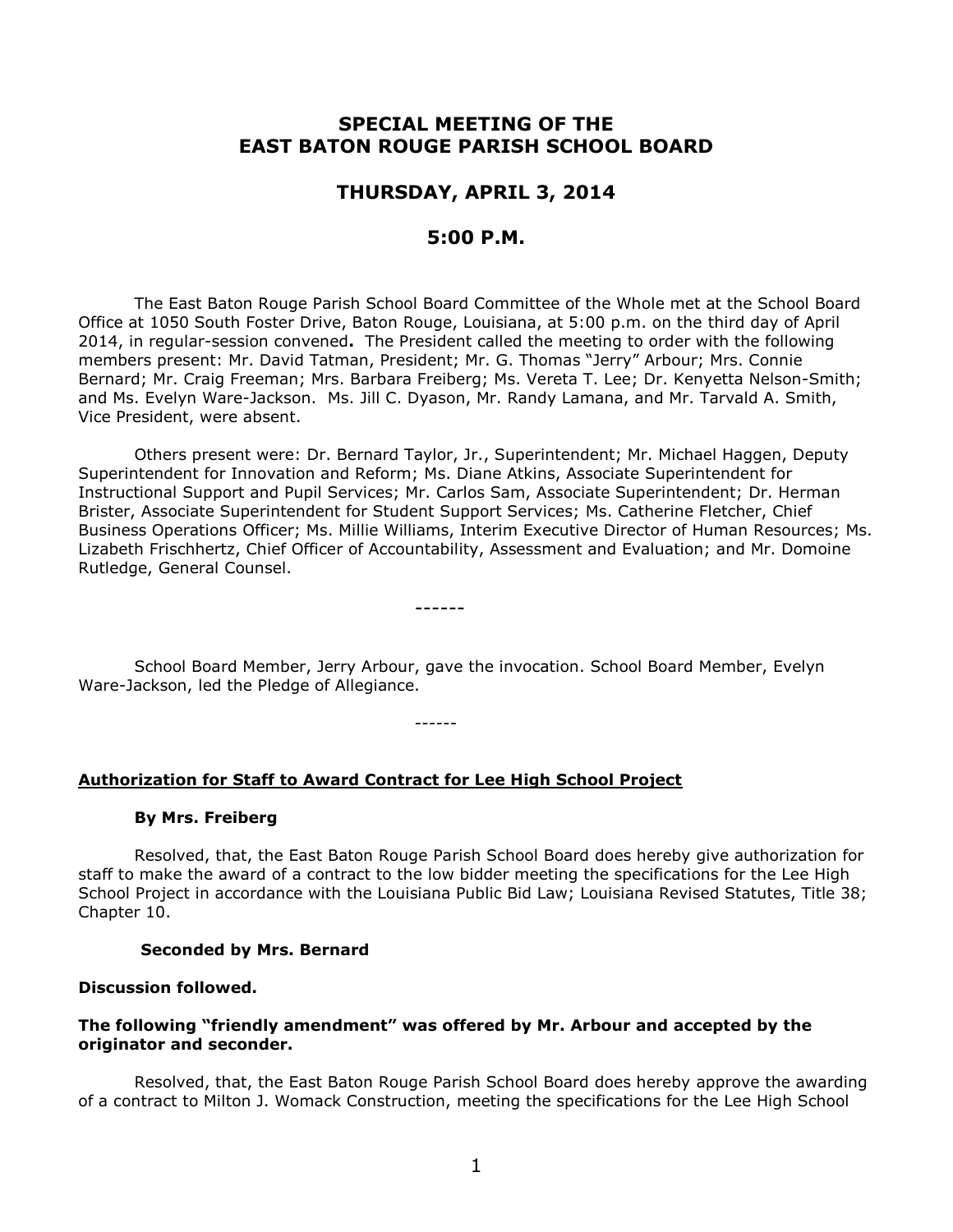# SPECIAL MEETING OF THE EAST BATON ROUGE PARISH SCHOOL BOARD

## THURSDAY, APRIL 3, 2014

## 5:00 P.M.

The East Baton Rouge Parish School Board Committee of the Whole met at the School Board Office at 1050 South Foster Drive, Baton Rouge, Louisiana, at 5:00 p.m. on the third day of April 2014, in regular-session convened**.** The President called the meeting to order with the following members present: Mr. David Tatman, President; Mr. G. Thomas "Jerry" Arbour; Mrs. Connie Bernard; Mr. Craig Freeman; Mrs. Barbara Freiberg; Ms. Vereta T. Lee; Dr. Kenyetta Nelson-Smith; and Ms. Evelyn Ware-Jackson. Ms. Jill C. Dyason, Mr. Randy Lamana, and Mr. Tarvald A. Smith, Vice President, were absent.

Others present were: Dr. Bernard Taylor, Jr., Superintendent; Mr. Michael Haggen, Deputy Superintendent for Innovation and Reform; Ms. Diane Atkins, Associate Superintendent for Instructional Support and Pupil Services; Mr. Carlos Sam, Associate Superintendent; Dr. Herman Brister, Associate Superintendent for Student Support Services; Ms. Catherine Fletcher, Chief Business Operations Officer; Ms. Millie Williams, Interim Executive Director of Human Resources; Ms. Lizabeth Frischhertz, Chief Officer of Accountability, Assessment and Evaluation; and Mr. Domoine Rutledge, General Counsel.

------

School Board Member, Jerry Arbour, gave the invocation. School Board Member, Evelyn Ware-Jackson, led the Pledge of Allegiance.

------

**Authorization for Staff to Award Contract for Lee High School Project**

**By Mrs. Freiberg**

Resolved, that, the East Baton Rouge Parish School Board does hereby give authorization for staff to make the award of a contract to the low bidder meeting the specifications for the Lee High School Project in accordance with the Louisiana Public Bid Law; Louisiana Revised Statutes, Title 38; Chapter 10.

**Seconded by Mrs. Bernard**

**Discussion followed.**

**The following "friendly amendment" was offered by Mr. Arbour and accepted by the originator and seconder.**

Resolved, that, the East Baton Rouge Parish School Board does hereby approve the awarding of a contract to Milton J. Womack Construction, meeting the specifications for the Lee High School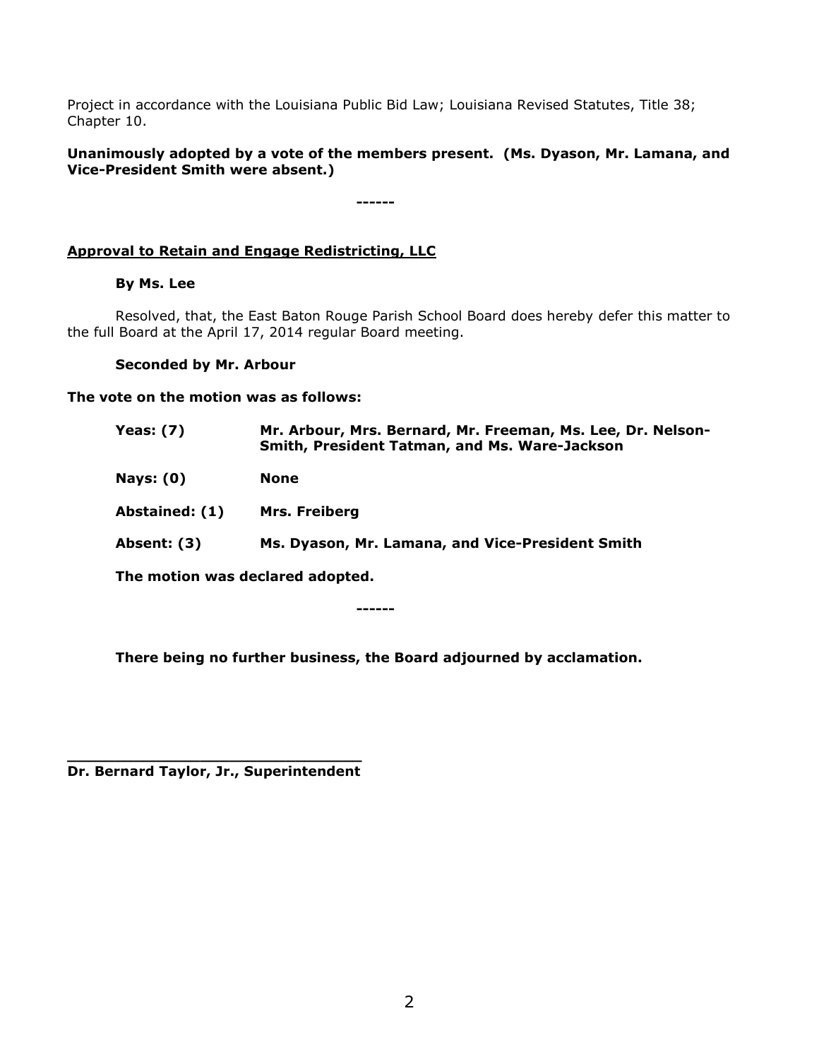Project in accordance with the Louisiana Public Bid Law; Louisiana Revised Statutes, Title 38; Chapter 10.

**Unanimously adopted by a vote of the members present. (Ms. Dyason, Mr. Lamana, and Vice-President Smith were absent.)**

**------**

**Approval to Retain and Engage Redistricting, LLC**

**By Ms. Lee**

Resolved, that, the East Baton Rouge Parish School Board does hereby defer this matter to the full Board at the April 17, 2014 regular Board meeting.

**Seconded by Mr. Arbour**

**The vote on the motion was as follows:**

| | |
|---|---|
| **Yeas: (7)** | **Mr. Arbour, Mrs. Bernard, Mr. Freeman, Ms. Lee, Dr. Nelson-Smith, President Tatman, and Ms. Ware-Jackson** |
| **Nays: (0)** | **None** |
| **Abstained: (1)** | **Mrs. Freiberg** |
| **Absent: (3)** | **Ms. Dyason, Mr. Lamana, and Vice-President Smith** |

**The motion was declared adopted.**

**------**

**There being no further business, the Board adjourned by acclamation.**

**\_\_\_\_\_\_\_\_\_\_\_\_\_\_\_\_\_\_\_\_\_\_\_\_\_\_\_\_\_\_\_\_**
**Dr. Bernard Taylor, Jr., Superintendent**